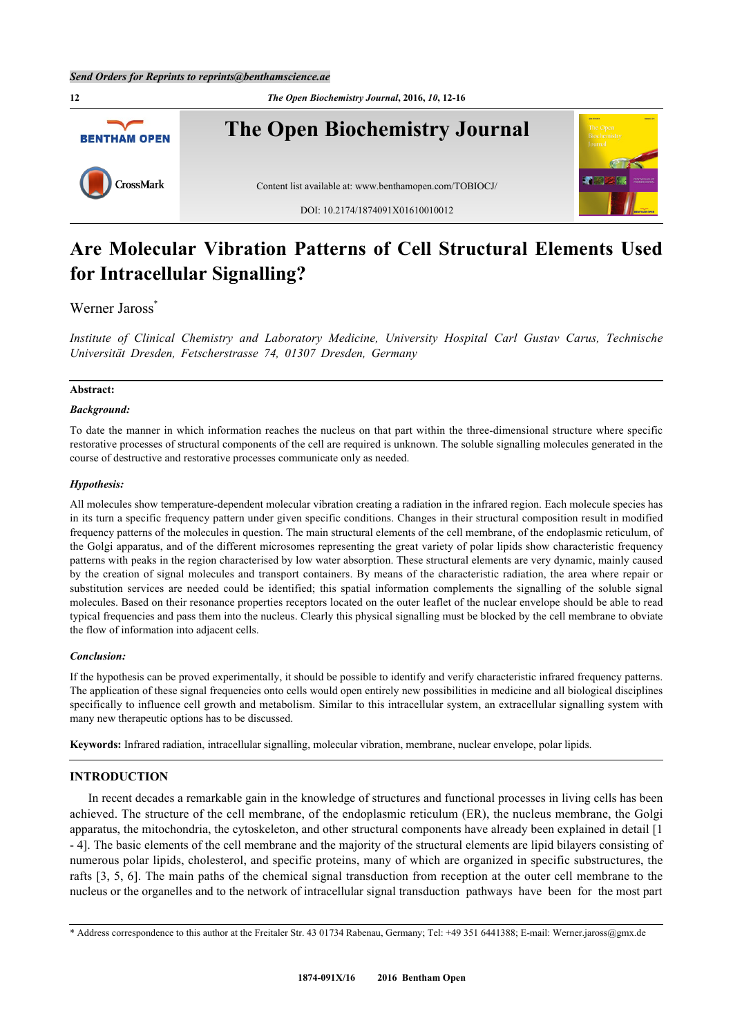# Are Molecular Vibration Patterns of Cell Structural Elements Used for Intracellular Signalling?

Werner Jaross*

*Institute of Clinical Chemistry and Laboratory Medicine, University Hospital Carl Gustav Carus, Technische Universität Dresden, Fetscherstrasse 74, 01307 Dresden, Germany*

**Abstract:**

***Background:***

To date the manner in which information reaches the nucleus on that part within the three-dimensional structure where specific restorative processes of structural components of the cell are required is unknown. The soluble signalling molecules generated in the course of destructive and restorative processes communicate only as needed.

***Hypothesis:***

All molecules show temperature-dependent molecular vibration creating a radiation in the infrared region. Each molecule species has in its turn a specific frequency pattern under given specific conditions. Changes in their structural composition result in modified frequency patterns of the molecules in question. The main structural elements of the cell membrane, of the endoplasmic reticulum, of the Golgi apparatus, and of the different microsomes representing the great variety of polar lipids show characteristic frequency patterns with peaks in the region characterised by low water absorption. These structural elements are very dynamic, mainly caused by the creation of signal molecules and transport containers. By means of the characteristic radiation, the area where repair or substitution services are needed could be identified; this spatial information complements the signalling of the soluble signal molecules. Based on their resonance properties receptors located on the outer leaflet of the nuclear envelope should be able to read typical frequencies and pass them into the nucleus. Clearly this physical signalling must be blocked by the cell membrane to obviate the flow of information into adjacent cells.

***Conclusion:***

If the hypothesis can be proved experimentally, it should be possible to identify and verify characteristic infrared frequency patterns. The application of these signal frequencies onto cells would open entirely new possibilities in medicine and all biological disciplines specifically to influence cell growth and metabolism. Similar to this intracellular system, an extracellular signalling system with many new therapeutic options has to be discussed.

**Keywords:** Infrared radiation, intracellular signalling, molecular vibration, membrane, nuclear envelope, polar lipids.

## INTRODUCTION

In recent decades a remarkable gain in the knowledge of structures and functional processes in living cells has been achieved. The structure of the cell membrane, of the endoplasmic reticulum (ER), the nucleus membrane, the Golgi apparatus, the mitochondria, the cytoskeleton, and other structural components have already been explained in detail [1 - 4]. The basic elements of the cell membrane and the majority of the structural elements are lipid bilayers consisting of numerous polar lipids, cholesterol, and specific proteins, many of which are organized in specific substructures, the rafts [3, 5, 6]. The main paths of the chemical signal transduction from reception at the outer cell membrane to the nucleus or the organelles and to the network of intracellular signal transduction pathways have been for the most part

* Address correspondence to this author at the Freitaler Str. 43 01734 Rabenau, Germany; Tel: +49 351 6441388; E-mail: Werner.jaross@gmx.de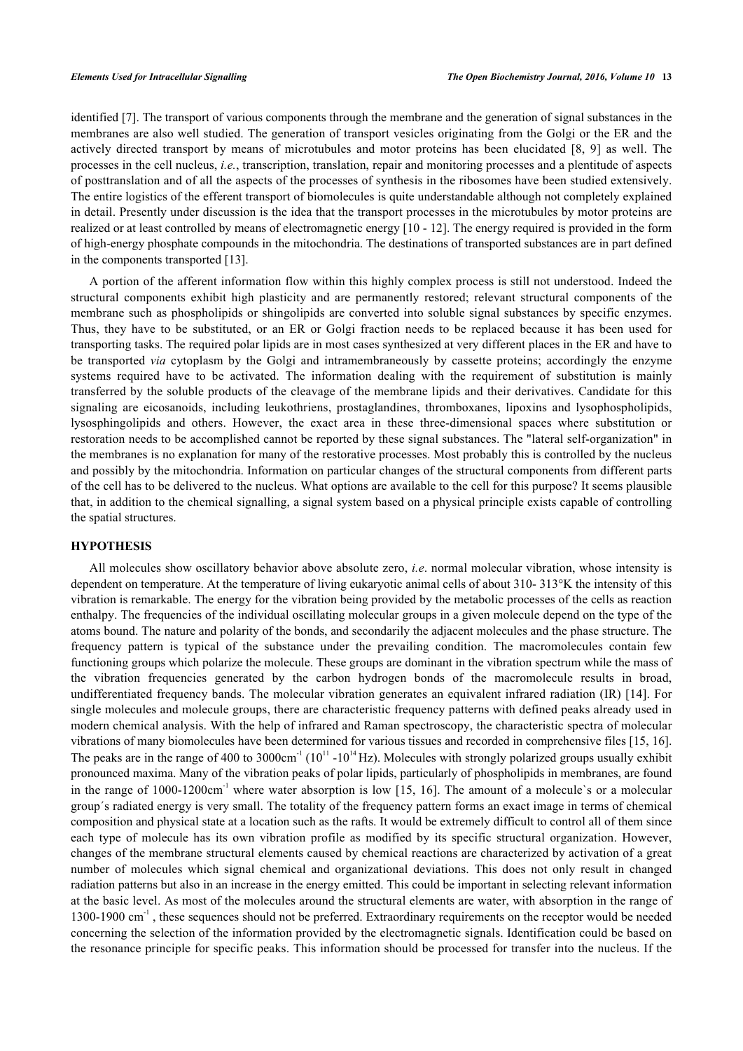identified [7]. The transport of various components through the membrane and the generation of signal substances in the membranes are also well studied. The generation of transport vesicles originating from the Golgi or the ER and the actively directed transport by means of microtubules and motor proteins has been elucidated [8, 9] as well. The processes in the cell nucleus, *i.e.*, transcription, translation, repair and monitoring processes and a plentitude of aspects of posttranslation and of all the aspects of the processes of synthesis in the ribosomes have been studied extensively. The entire logistics of the efferent transport of biomolecules is quite understandable although not completely explained in detail. Presently under discussion is the idea that the transport processes in the microtubules by motor proteins are realized or at least controlled by means of electromagnetic energy [10 - 12]. The energy required is provided in the form of high-energy phosphate compounds in the mitochondria. The destinations of transported substances are in part defined in the components transported [13].

A portion of the afferent information flow within this highly complex process is still not understood. Indeed the structural components exhibit high plasticity and are permanently restored; relevant structural components of the membrane such as phospholipids or shingolipids are converted into soluble signal substances by specific enzymes. Thus, they have to be substituted, or an ER or Golgi fraction needs to be replaced because it has been used for transporting tasks. The required polar lipids are in most cases synthesized at very different places in the ER and have to be transported *via* cytoplasm by the Golgi and intramembraneously by cassette proteins; accordingly the enzyme systems required have to be activated. The information dealing with the requirement of substitution is mainly transferred by the soluble products of the cleavage of the membrane lipids and their derivatives. Candidate for this signaling are eicosanoids, including leukothriens, prostaglandines, thromboxanes, lipoxins and lysophospholipids, lysosphingolipids and others. However, the exact area in these three-dimensional spaces where substitution or restoration needs to be accomplished cannot be reported by these signal substances. The "lateral self-organization" in the membranes is no explanation for many of the restorative processes. Most probably this is controlled by the nucleus and possibly by the mitochondria. Information on particular changes of the structural components from different parts of the cell has to be delivered to the nucleus. What options are available to the cell for this purpose? It seems plausible that, in addition to the chemical signalling, a signal system based on a physical principle exists capable of controlling the spatial structures.

## HYPOTHESIS

All molecules show oscillatory behavior above absolute zero, *i.e*. normal molecular vibration, whose intensity is dependent on temperature. At the temperature of living eukaryotic animal cells of about 310- 313°K the intensity of this vibration is remarkable. The energy for the vibration being provided by the metabolic processes of the cells as reaction enthalpy. The frequencies of the individual oscillating molecular groups in a given molecule depend on the type of the atoms bound. The nature and polarity of the bonds, and secondarily the adjacent molecules and the phase structure. The frequency pattern is typical of the substance under the prevailing condition. The macromolecules contain few functioning groups which polarize the molecule. These groups are dominant in the vibration spectrum while the mass of the vibration frequencies generated by the carbon hydrogen bonds of the macromolecule results in broad, undifferentiated frequency bands. The molecular vibration generates an equivalent infrared radiation (IR) [14]. For single molecules and molecule groups, there are characteristic frequency patterns with defined peaks already used in modern chemical analysis. With the help of infrared and Raman spectroscopy, the characteristic spectra of molecular vibrations of many biomolecules have been determined for various tissues and recorded in comprehensive files [15, 16]. The peaks are in the range of 400 to 3000cm$^{-1}$ ($10^{11}$ -$10^{14}$ Hz). Molecules with strongly polarized groups usually exhibit pronounced maxima. Many of the vibration peaks of polar lipids, particularly of phospholipids in membranes, are found in the range of 1000-1200cm$^{-1}$ where water absorption is low [15, 16]. The amount of a molecule`s or a molecular group´s radiated energy is very small. The totality of the frequency pattern forms an exact image in terms of chemical composition and physical state at a location such as the rafts. It would be extremely difficult to control all of them since each type of molecule has its own vibration profile as modified by its specific structural organization. However, changes of the membrane structural elements caused by chemical reactions are characterized by activation of a great number of molecules which signal chemical and organizational deviations. This does not only result in changed radiation patterns but also in an increase in the energy emitted. This could be important in selecting relevant information at the basic level. As most of the molecules around the structural elements are water, with absorption in the range of 1300-1900 cm$^{-1}$ , these sequences should not be preferred. Extraordinary requirements on the receptor would be needed concerning the selection of the information provided by the electromagnetic signals. Identification could be based on the resonance principle for specific peaks. This information should be processed for transfer into the nucleus. If the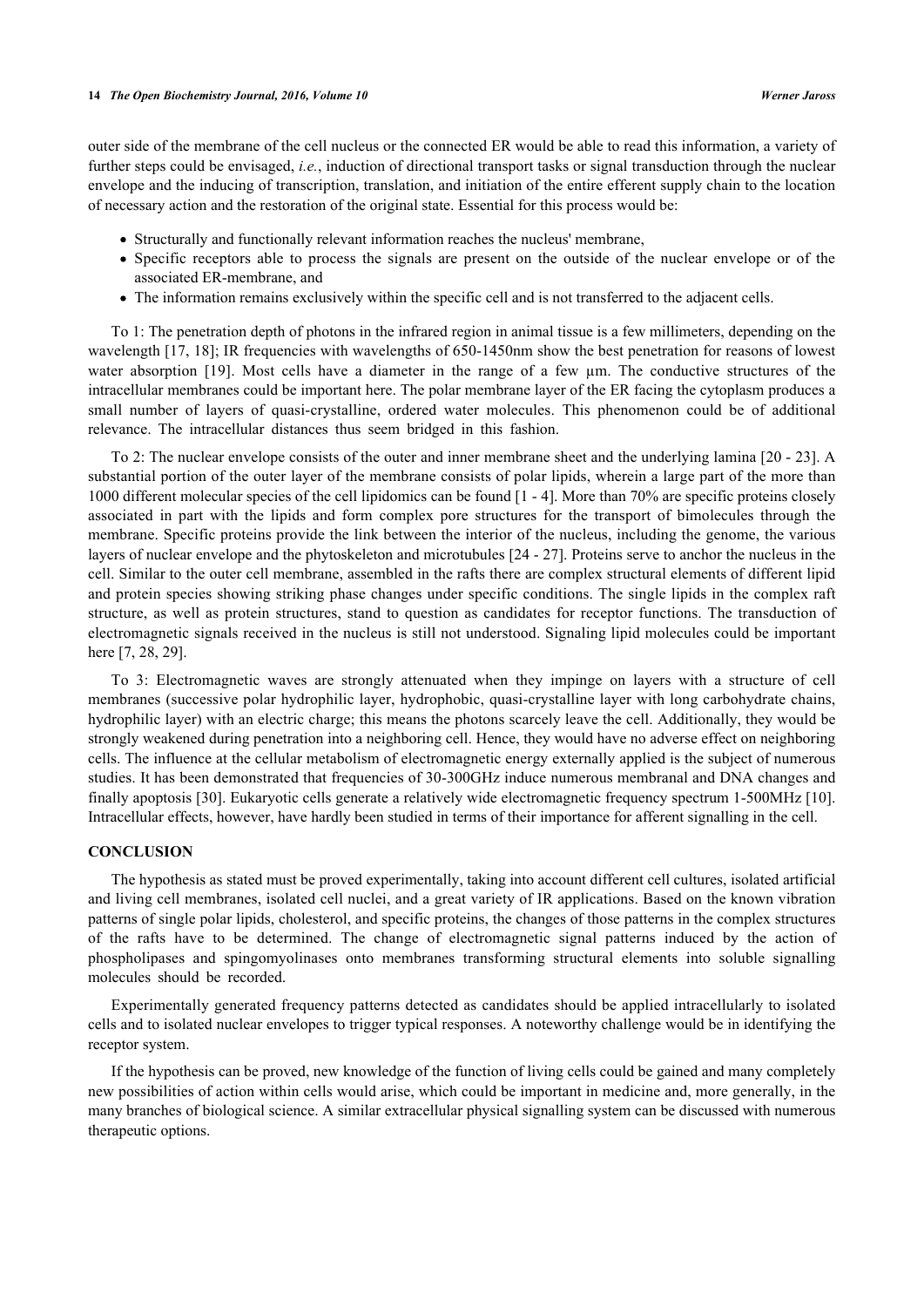outer side of the membrane of the cell nucleus or the connected ER would be able to read this information, a variety of further steps could be envisaged, *i.e.*, induction of directional transport tasks or signal transduction through the nuclear envelope and the inducing of transcription, translation, and initiation of the entire efferent supply chain to the location of necessary action and the restoration of the original state. Essential for this process would be:

- Structurally and functionally relevant information reaches the nucleus' membrane,
- Specific receptors able to process the signals are present on the outside of the nuclear envelope or of the associated ER-membrane, and
- The information remains exclusively within the specific cell and is not transferred to the adjacent cells.

To 1: The penetration depth of photons in the infrared region in animal tissue is a few millimeters, depending on the wavelength [17, 18]; IR frequencies with wavelengths of 650-1450nm show the best penetration for reasons of lowest water absorption [19]. Most cells have a diameter in the range of a few µm. The conductive structures of the intracellular membranes could be important here. The polar membrane layer of the ER facing the cytoplasm produces a small number of layers of quasi-crystalline, ordered water molecules. This phenomenon could be of additional relevance. The intracellular distances thus seem bridged in this fashion.

To 2: The nuclear envelope consists of the outer and inner membrane sheet and the underlying lamina [20 - 23]. A substantial portion of the outer layer of the membrane consists of polar lipids, wherein a large part of the more than 1000 different molecular species of the cell lipidomics can be found [1 - 4]. More than 70% are specific proteins closely associated in part with the lipids and form complex pore structures for the transport of bimolecules through the membrane. Specific proteins provide the link between the interior of the nucleus, including the genome, the various layers of nuclear envelope and the phytoskeleton and microtubules [24 - 27]. Proteins serve to anchor the nucleus in the cell. Similar to the outer cell membrane, assembled in the rafts there are complex structural elements of different lipid and protein species showing striking phase changes under specific conditions. The single lipids in the complex raft structure, as well as protein structures, stand to question as candidates for receptor functions. The transduction of electromagnetic signals received in the nucleus is still not understood. Signaling lipid molecules could be important here [7, 28, 29].

To 3: Electromagnetic waves are strongly attenuated when they impinge on layers with a structure of cell membranes (successive polar hydrophilic layer, hydrophobic, quasi-crystalline layer with long carbohydrate chains, hydrophilic layer) with an electric charge; this means the photons scarcely leave the cell. Additionally, they would be strongly weakened during penetration into a neighboring cell. Hence, they would have no adverse effect on neighboring cells. The influence at the cellular metabolism of electromagnetic energy externally applied is the subject of numerous studies. It has been demonstrated that frequencies of 30-300GHz induce numerous membranal and DNA changes and finally apoptosis [30]. Eukaryotic cells generate a relatively wide electromagnetic frequency spectrum 1-500MHz [10]. Intracellular effects, however, have hardly been studied in terms of their importance for afferent signalling in the cell.

## CONCLUSION

The hypothesis as stated must be proved experimentally, taking into account different cell cultures, isolated artificial and living cell membranes, isolated cell nuclei, and a great variety of IR applications. Based on the known vibration patterns of single polar lipids, cholesterol, and specific proteins, the changes of those patterns in the complex structures of the rafts have to be determined. The change of electromagnetic signal patterns induced by the action of phospholipases and spingomyolinases onto membranes transforming structural elements into soluble signalling molecules should be recorded.

Experimentally generated frequency patterns detected as candidates should be applied intracellularly to isolated cells and to isolated nuclear envelopes to trigger typical responses. A noteworthy challenge would be in identifying the receptor system.

If the hypothesis can be proved, new knowledge of the function of living cells could be gained and many completely new possibilities of action within cells would arise, which could be important in medicine and, more generally, in the many branches of biological science. A similar extracellular physical signalling system can be discussed with numerous therapeutic options.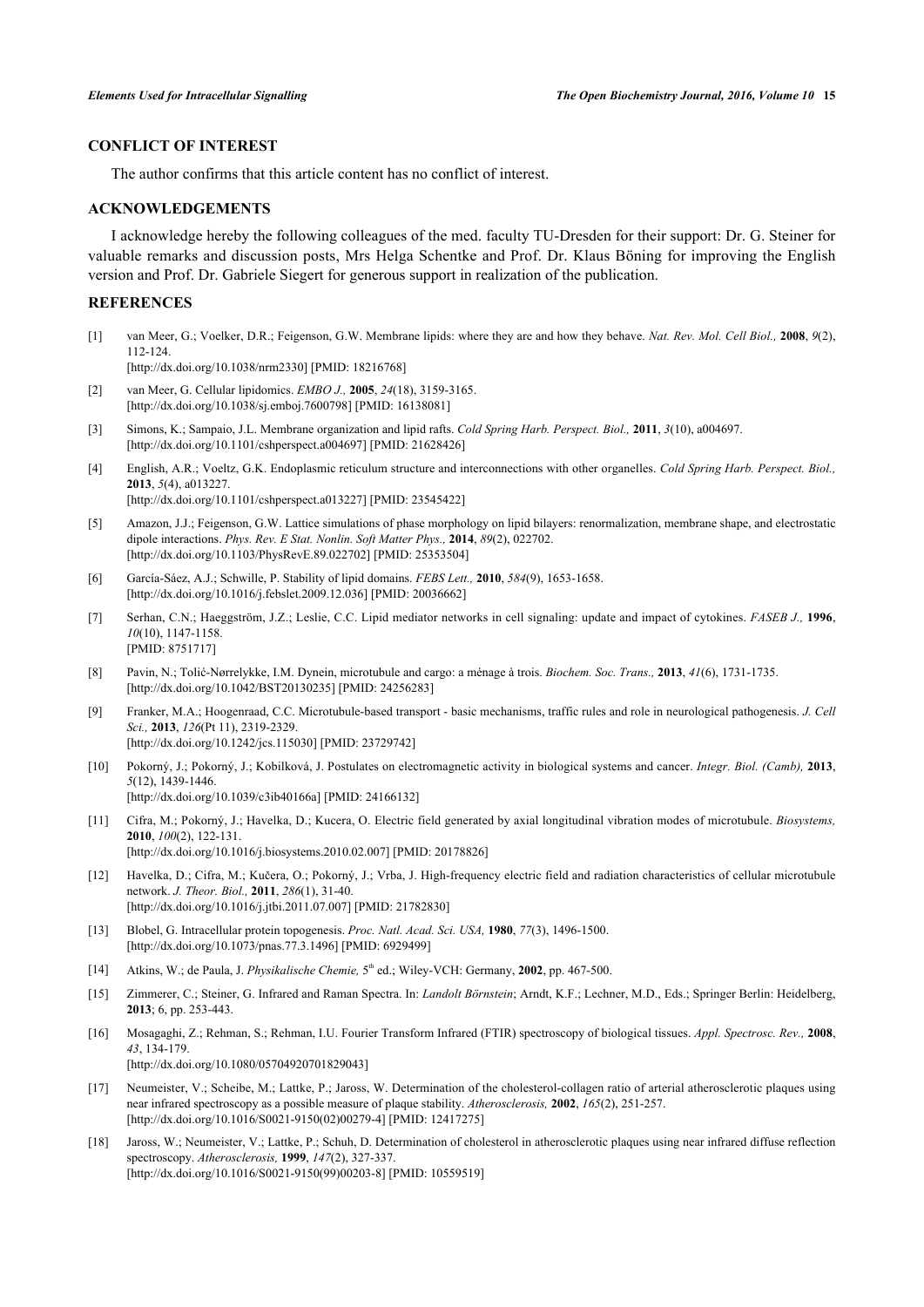## CONFLICT OF INTEREST

The author confirms that this article content has no conflict of interest.

## ACKNOWLEDGEMENTS

I acknowledge hereby the following colleagues of the med. faculty TU-Dresden for their support: Dr. G. Steiner for valuable remarks and discussion posts, Mrs Helga Schentke and Prof. Dr. Klaus Böning for improving the English version and Prof. Dr. Gabriele Siegert for generous support in realization of the publication.

## REFERENCES

[1] van Meer, G.; Voelker, D.R.; Feigenson, G.W. Membrane lipids: where they are and how they behave. *Nat. Rev. Mol. Cell Biol.,* **2008**, *9*(2), 112-124.
[http://dx.doi.org/10.1038/nrm2330] [PMID: 18216768]

[2] van Meer, G. Cellular lipidomics. *EMBO J.,* **2005**, *24*(18), 3159-3165.
[http://dx.doi.org/10.1038/sj.emboj.7600798] [PMID: 16138081]

[3] Simons, K.; Sampaio, J.L. Membrane organization and lipid rafts. *Cold Spring Harb. Perspect. Biol.,* **2011**, *3*(10), a004697.
[http://dx.doi.org/10.1101/cshperspect.a004697] [PMID: 21628426]

[4] English, A.R.; Voeltz, G.K. Endoplasmic reticulum structure and interconnections with other organelles. *Cold Spring Harb. Perspect. Biol.,* **2013**, *5*(4), a013227.
[http://dx.doi.org/10.1101/cshperspect.a013227] [PMID: 23545422]

[5] Amazon, J.J.; Feigenson, G.W. Lattice simulations of phase morphology on lipid bilayers: renormalization, membrane shape, and electrostatic dipole interactions. *Phys. Rev. E Stat. Nonlin. Soft Matter Phys.,* **2014**, *89*(2), 022702.
[http://dx.doi.org/10.1103/PhysRevE.89.022702] [PMID: 25353504]

[6] García-Sáez, A.J.; Schwille, P. Stability of lipid domains. *FEBS Lett.,* **2010**, *584*(9), 1653-1658.
[http://dx.doi.org/10.1016/j.febslet.2009.12.036] [PMID: 20036662]

[7] Serhan, C.N.; Haeggström, J.Z.; Leslie, C.C. Lipid mediator networks in cell signaling: update and impact of cytokines. *FASEB J.,* **1996**, *10*(10), 1147-1158.
[PMID: 8751717]

[8] Pavin, N.; Tolić-Nørrelykke, I.M. Dynein, microtubule and cargo: a ménage à trois. *Biochem. Soc. Trans.,* **2013**, *41*(6), 1731-1735.
[http://dx.doi.org/10.1042/BST20130235] [PMID: 24256283]

[9] Franker, M.A.; Hoogenraad, C.C. Microtubule-based transport - basic mechanisms, traffic rules and role in neurological pathogenesis. *J. Cell Sci.,* **2013**, *126*(Pt 11), 2319-2329.
[http://dx.doi.org/10.1242/jcs.115030] [PMID: 23729742]

[10] Pokorný, J.; Pokorný, J.; Kobilková, J. Postulates on electromagnetic activity in biological systems and cancer. *Integr. Biol. (Camb),* **2013**, *5*(12), 1439-1446.
[http://dx.doi.org/10.1039/c3ib40166a] [PMID: 24166132]

[11] Cifra, M.; Pokorný, J.; Havelka, D.; Kucera, O. Electric field generated by axial longitudinal vibration modes of microtubule. *Biosystems,* **2010**, *100*(2), 122-131.
[http://dx.doi.org/10.1016/j.biosystems.2010.02.007] [PMID: 20178826]

[12] Havelka, D.; Cifra, M.; Kučera, O.; Pokorný, J.; Vrba, J. High-frequency electric field and radiation characteristics of cellular microtubule network. *J. Theor. Biol.,* **2011**, *286*(1), 31-40.
[http://dx.doi.org/10.1016/j.jtbi.2011.07.007] [PMID: 21782830]

[13] Blobel, G. Intracellular protein topogenesis. *Proc. Natl. Acad. Sci. USA,* **1980**, *77*(3), 1496-1500.
[http://dx.doi.org/10.1073/pnas.77.3.1496] [PMID: 6929499]

[14] Atkins, W.; de Paula, J. *Physikalische Chemie,* 5th ed.; Wiley-VCH: Germany, **2002**, pp. 467-500.

[15] Zimmerer, C.; Steiner, G. Infrared and Raman Spectra. In: *Landolt Börnstein*; Arndt, K.F.; Lechner, M.D., Eds.; Springer Berlin: Heidelberg, **2013**; 6, pp. 253-443.

[16] Mosagaghi, Z.; Rehman, S.; Rehman, I.U. Fourier Transform Infrared (FTIR) spectroscopy of biological tissues. *Appl. Spectrosc. Rev.,* **2008**, *43*, 134-179.
[http://dx.doi.org/10.1080/05704920701829043]

[17] Neumeister, V.; Scheibe, M.; Lattke, P.; Jaross, W. Determination of the cholesterol-collagen ratio of arterial atherosclerotic plaques using near infrared spectroscopy as a possible measure of plaque stability. *Atherosclerosis,* **2002**, *165*(2), 251-257.
[http://dx.doi.org/10.1016/S0021-9150(02)00279-4] [PMID: 12417275]

[18] Jaross, W.; Neumeister, V.; Lattke, P.; Schuh, D. Determination of cholesterol in atherosclerotic plaques using near infrared diffuse reflection spectroscopy. *Atherosclerosis,* **1999**, *147*(2), 327-337.
[http://dx.doi.org/10.1016/S0021-9150(99)00203-8] [PMID: 10559519]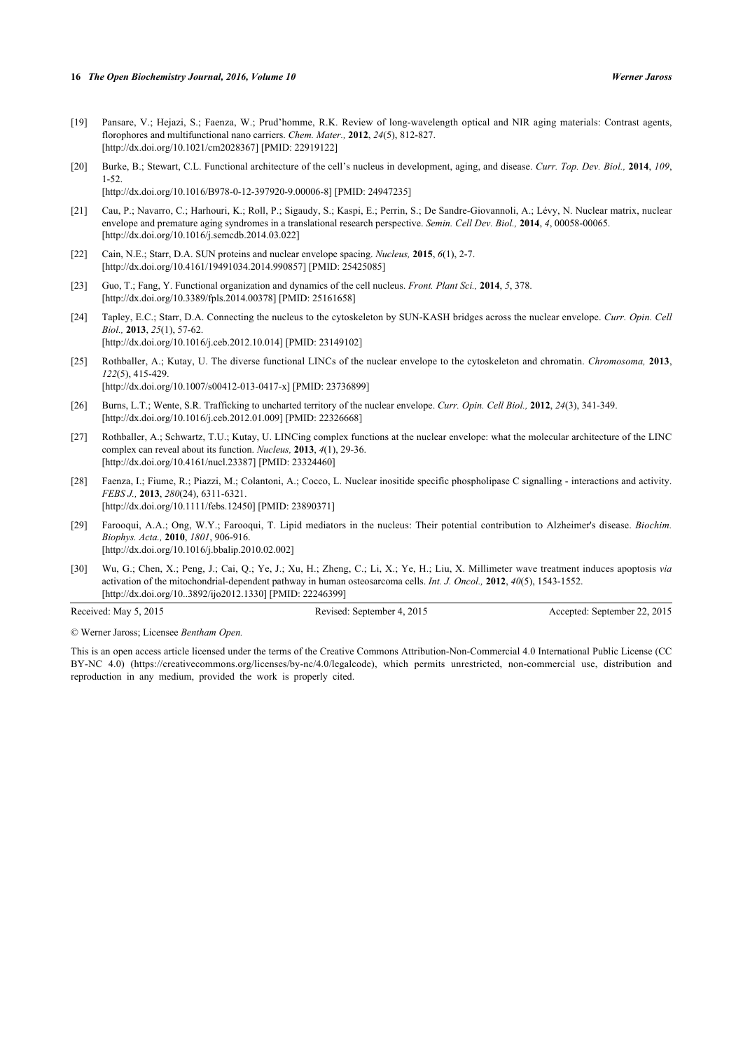[19] Pansare, V.; Hejazi, S.; Faenza, W.; Prud'homme, R.K. Review of long-wavelength optical and NIR aging materials: Contrast agents, florophores and multifunctional nano carriers. *Chem. Mater.,* **2012**, *24*(5), 812-827. [http://dx.doi.org/10.1021/cm2028367] [PMID: 22919122]

[20] Burke, B.; Stewart, C.L. Functional architecture of the cell's nucleus in development, aging, and disease. *Curr. Top. Dev. Biol.,* **2014**, *109*, 1-52. [http://dx.doi.org/10.1016/B978-0-12-397920-9.00006-8] [PMID: 24947235]

[21] Cau, P.; Navarro, C.; Harhouri, K.; Roll, P.; Sigaudy, S.; Kaspi, E.; Perrin, S.; De Sandre-Giovannoli, A.; Lévy, N. Nuclear matrix, nuclear envelope and premature aging syndromes in a translational research perspective. *Semin. Cell Dev. Biol.,* **2014**, *4*, 00058-00065. [http://dx.doi.org/10.1016/j.semcdb.2014.03.022]

[22] Cain, N.E.; Starr, D.A. SUN proteins and nuclear envelope spacing. *Nucleus,* **2015**, *6*(1), 2-7. [http://dx.doi.org/10.4161/19491034.2014.990857] [PMID: 25425085]

[23] Guo, T.; Fang, Y. Functional organization and dynamics of the cell nucleus. *Front. Plant Sci.,* **2014**, *5*, 378. [http://dx.doi.org/10.3389/fpls.2014.00378] [PMID: 25161658]

[24] Tapley, E.C.; Starr, D.A. Connecting the nucleus to the cytoskeleton by SUN-KASH bridges across the nuclear envelope. *Curr. Opin. Cell Biol.,* **2013**, *25*(1), 57-62. [http://dx.doi.org/10.1016/j.ceb.2012.10.014] [PMID: 23149102]

[25] Rothballer, A.; Kutay, U. The diverse functional LINCs of the nuclear envelope to the cytoskeleton and chromatin. *Chromosoma,* **2013**, *122*(5), 415-429. [http://dx.doi.org/10.1007/s00412-013-0417-x] [PMID: 23736899]

[26] Burns, L.T.; Wente, S.R. Trafficking to uncharted territory of the nuclear envelope. *Curr. Opin. Cell Biol.,* **2012**, *24*(3), 341-349. [http://dx.doi.org/10.1016/j.ceb.2012.01.009] [PMID: 22326668]

[27] Rothballer, A.; Schwartz, T.U.; Kutay, U. LINCing complex functions at the nuclear envelope: what the molecular architecture of the LINC complex can reveal about its function. *Nucleus,* **2013**, *4*(1), 29-36. [http://dx.doi.org/10.4161/nucl.23387] [PMID: 23324460]

[28] Faenza, I.; Fiume, R.; Piazzi, M.; Colantoni, A.; Cocco, L. Nuclear inositide specific phospholipase C signalling - interactions and activity. *FEBS J.,* **2013**, *280*(24), 6311-6321. [http://dx.doi.org/10.1111/febs.12450] [PMID: 23890371]

[29] Farooqui, A.A.; Ong, W.Y.; Farooqui, T. Lipid mediators in the nucleus: Their potential contribution to Alzheimer's disease. *Biochim. Biophys. Acta.,* **2010**, *1801*, 906-916. [http://dx.doi.org/10.1016/j.bbalip.2010.02.002]

[30] Wu, G.; Chen, X.; Peng, J.; Cai, Q.; Ye, J.; Xu, H.; Zheng, C.; Li, X.; Ye, H.; Liu, X. Millimeter wave treatment induces apoptosis *via* activation of the mitochondrial-dependent pathway in human osteosarcoma cells. *Int. J. Oncol.,* **2012**, *40*(5), 1543-1552. [http://dx.doi.org/10..3892/ijo2012.1330] [PMID: 22246399]

Received: May 5, 2015 Revised: September 4, 2015 Accepted: September 22, 2015

© Werner Jaross; Licensee *Bentham Open.*

This is an open access article licensed under the terms of the Creative Commons Attribution-Non-Commercial 4.0 International Public License (CC BY-NC 4.0) (https://creativecommons.org/licenses/by-nc/4.0/legalcode), which permits unrestricted, non-commercial use, distribution and reproduction in any medium, provided the work is properly cited.